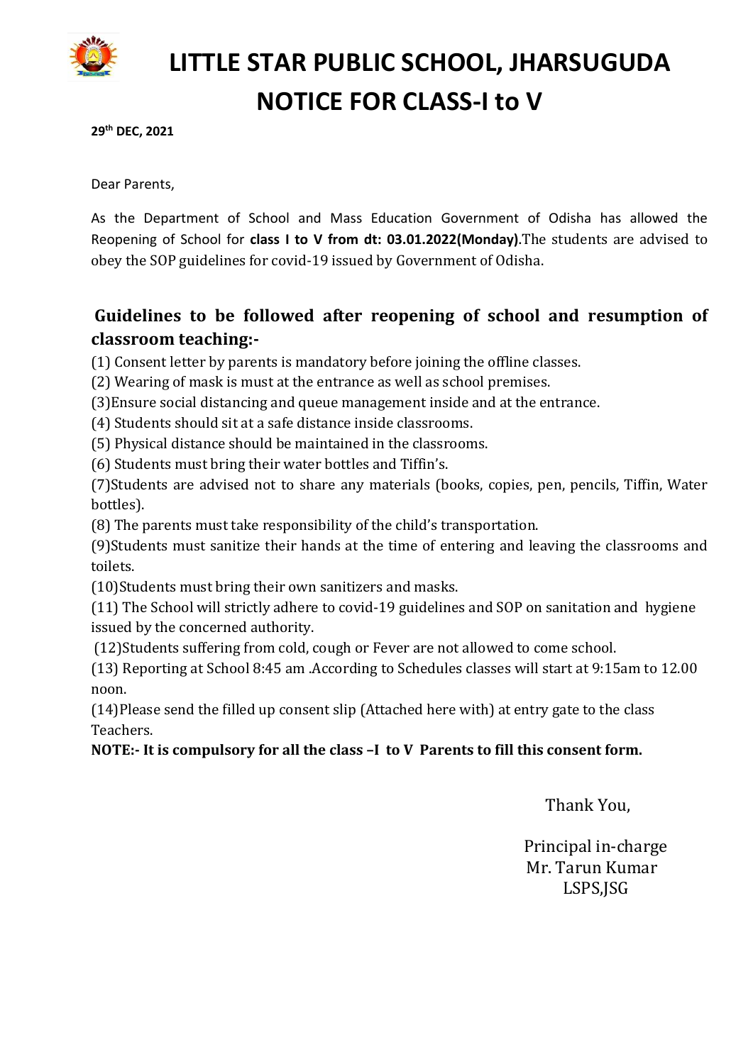# LITTLE STAR PUBLIC SCHOOL, JHARSUGUDA
# NOTICE FOR CLASS-I to V

**29th DEC, 2021**

Dear Parents,

As the Department of School and Mass Education Government of Odisha has allowed the Reopening of School for **class I to V from dt: 03.01.2022(Monday).**The students are advised to obey the SOP guidelines for covid-19 issued by Government of Odisha.

## Guidelines to be followed after reopening of school and resumption of classroom teaching:-

(1) Consent letter by parents is mandatory before joining the offline classes.
(2) Wearing of mask is must at the entrance as well as school premises.
(3)Ensure social distancing and queue management inside and at the entrance.
(4) Students should sit at a safe distance inside classrooms.
(5) Physical distance should be maintained in the classrooms.
(6) Students must bring their water bottles and Tiffin's.
(7)Students are advised not to share any materials (books, copies, pen, pencils, Tiffin, Water bottles).
(8) The parents must take responsibility of the child's transportation.
(9)Students must sanitize their hands at the time of entering and leaving the classrooms and toilets.
(10)Students must bring their own sanitizers and masks.
(11) The School will strictly adhere to covid-19 guidelines and SOP on sanitation and hygiene issued by the concerned authority.
(12)Students suffering from cold, cough or Fever are not allowed to come school.
(13) Reporting at School 8:45 am .According to Schedules classes will start at 9:15am to 12.00 noon.
(14)Please send the filled up consent slip (Attached here with) at entry gate to the class Teachers.

**NOTE:- It is compulsory for all the class –I to V Parents to fill this consent form.**

Thank You,

Principal in-charge
Mr. Tarun Kumar
LSPS,JSG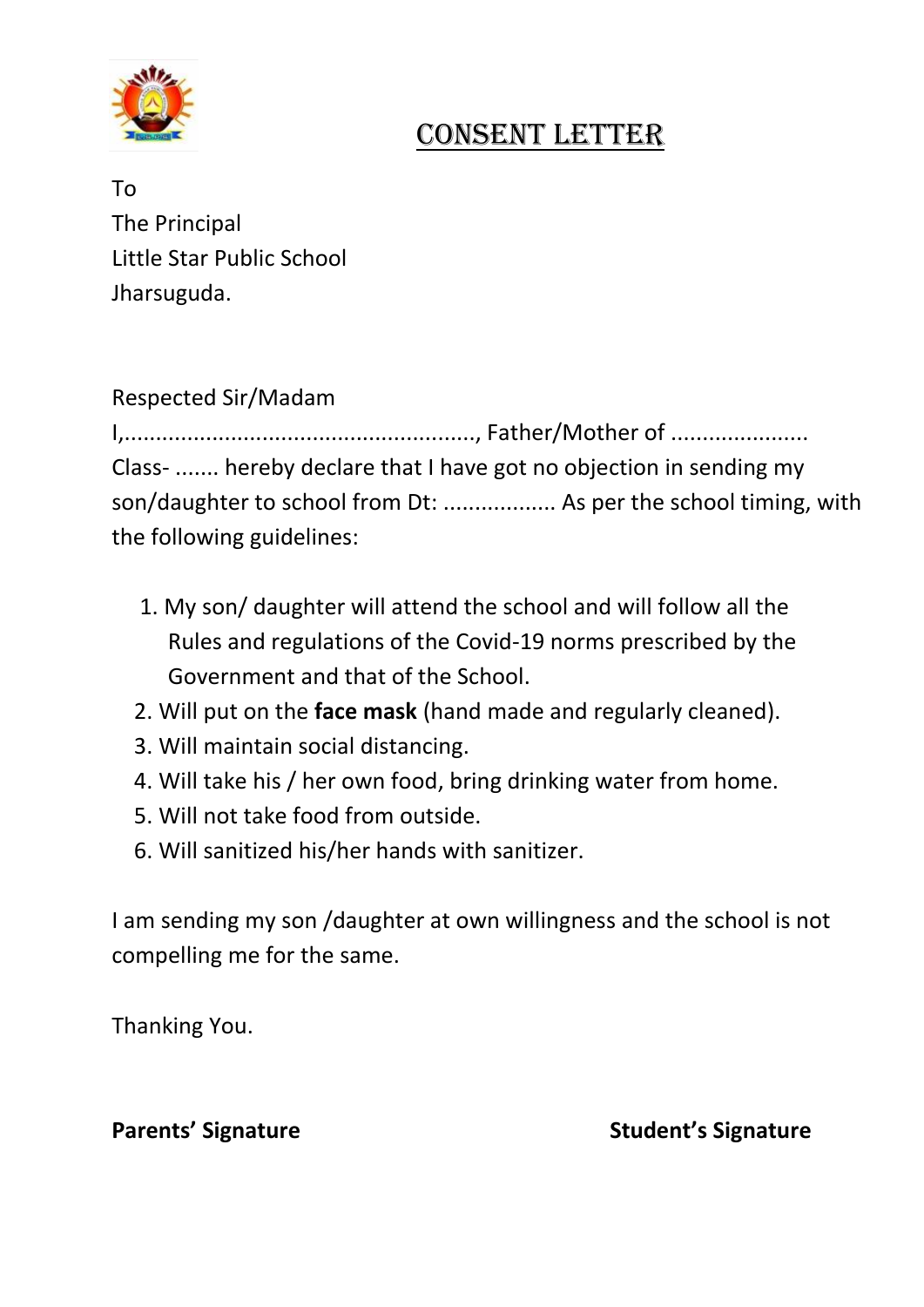# CONSENT LETTER

To
The Principal
Little Star Public School
Jharsuguda.

Respected Sir/Madam

I,......................................................, Father/Mother of ..................... Class- ....... hereby declare that I have got no objection in sending my son/daughter to school from Dt: ................. As per the school timing, with the following guidelines:

1. My son/ daughter will attend the school and will follow all the Rules and regulations of the Covid-19 norms prescribed by the Government and that of the School.
2. Will put on the **face mask** (hand made and regularly cleaned).
3. Will maintain social distancing.
4. Will take his / her own food, bring drinking water from home.
5. Will not take food from outside.
6. Will sanitized his/her hands with sanitizer.

I am sending my son /daughter at own willingness and the school is not compelling me for the same.

Thanking You.

**Parents' Signature** **Student's Signature**